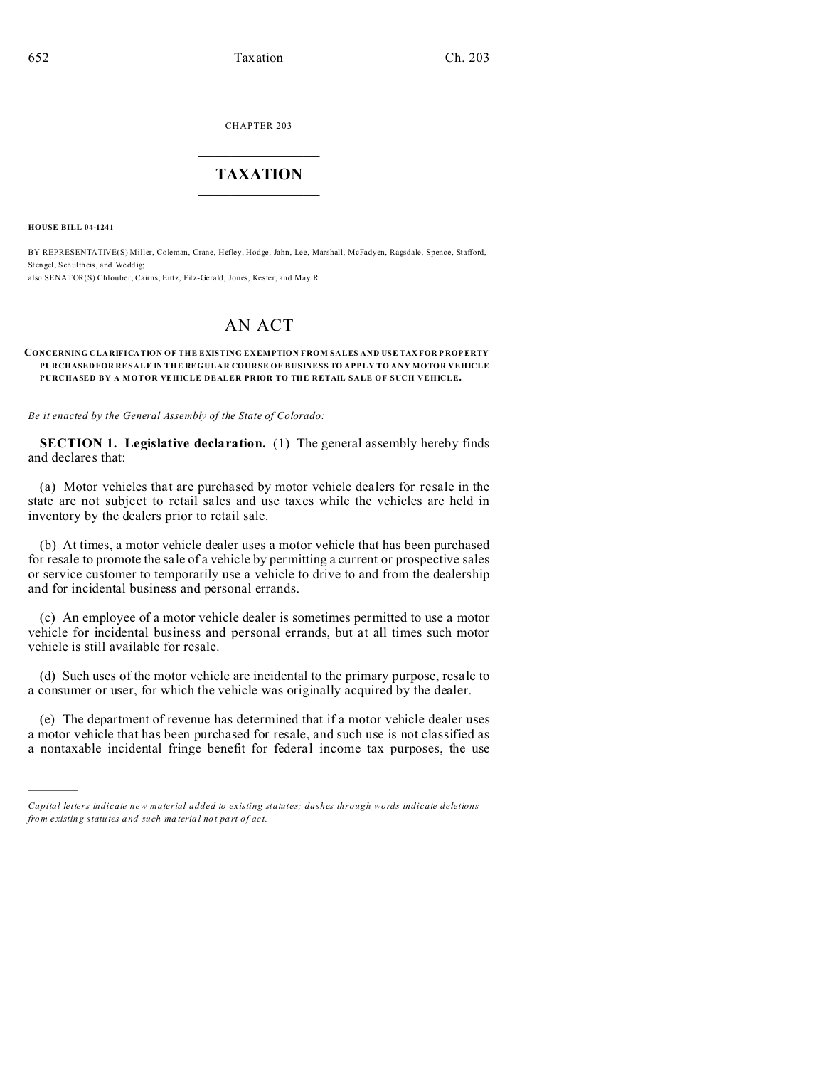CHAPTER 203

# TAXATION

**HOUSE BILL 04-1241**

BY REPRESENTATIVE(S) Miller, Coleman, Crane, Hefley, Hodge, Jahn, Lee, Marshall, McFadyen, Ragsdale, Spence, Stafford, Stengel, Schultheis, and Weddig;
also SENATOR(S) Chlouber, Cairns, Entz, Fitz-Gerald, Jones, Kester, and May R.

# AN ACT

**CONCERNING CLARIFICATION OF THE EXISTING EXEMPTION FROM SALES AND USE TAX FOR PROPERTY PURCHASED FOR RESALE IN THE REGULAR COURSE OF BUSINESS TO APPLY TO ANY MOTOR VEHICLE PURCHASED BY A MOTOR VEHICLE DEALER PRIOR TO THE RETAIL SALE OF SUCH VEHICLE.**

*Be it enacted by the General Assembly of the State of Colorado:*

**SECTION 1. Legislative declaration.** (1) The general assembly hereby finds and declares that:

(a) Motor vehicles that are purchased by motor vehicle dealers for resale in the state are not subject to retail sales and use taxes while the vehicles are held in inventory by the dealers prior to retail sale.

(b) At times, a motor vehicle dealer uses a motor vehicle that has been purchased for resale to promote the sale of a vehicle by permitting a current or prospective sales or service customer to temporarily use a vehicle to drive to and from the dealership and for incidental business and personal errands.

(c) An employee of a motor vehicle dealer is sometimes permitted to use a motor vehicle for incidental business and personal errands, but at all times such motor vehicle is still available for resale.

(d) Such uses of the motor vehicle are incidental to the primary purpose, resale to a consumer or user, for which the vehicle was originally acquired by the dealer.

(e) The department of revenue has determined that if a motor vehicle dealer uses a motor vehicle that has been purchased for resale, and such use is not classified as a nontaxable incidental fringe benefit for federal income tax purposes, the use

---

*Capital letters indicate new material added to existing statutes; dashes through words indicate deletions from existing statutes and such material not part of act.*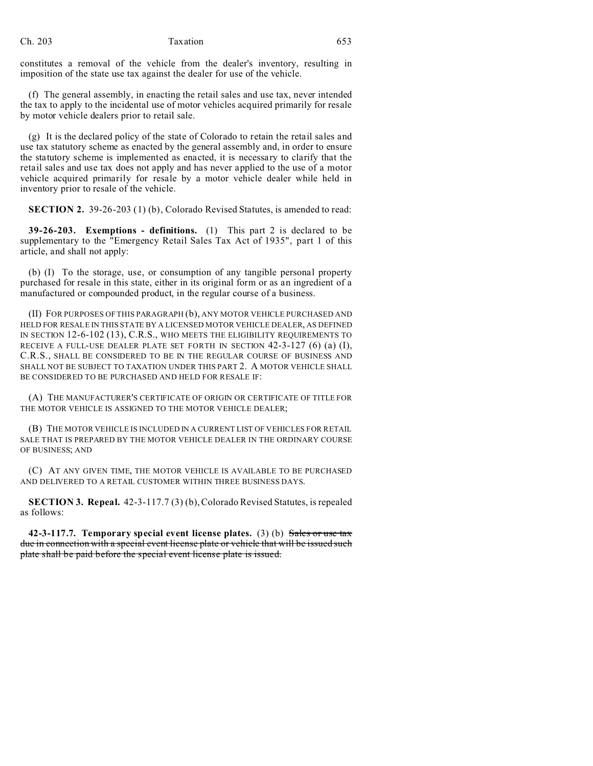constitutes a removal of the vehicle from the dealer's inventory, resulting in imposition of the state use tax against the dealer for use of the vehicle.

(f) The general assembly, in enacting the retail sales and use tax, never intended the tax to apply to the incidental use of motor vehicles acquired primarily for resale by motor vehicle dealers prior to retail sale.

(g) It is the declared policy of the state of Colorado to retain the retail sales and use tax statutory scheme as enacted by the general assembly and, in order to ensure the statutory scheme is implemented as enacted, it is necessary to clarify that the retail sales and use tax does not apply and has never applied to the use of a motor vehicle acquired primarily for resale by a motor vehicle dealer while held in inventory prior to resale of the vehicle.

**SECTION 2.** 39-26-203 (1) (b), Colorado Revised Statutes, is amended to read:

**39-26-203. Exemptions - definitions.** (1) This part 2 is declared to be supplementary to the "Emergency Retail Sales Tax Act of 1935", part 1 of this article, and shall not apply:

(b) (I) To the storage, use, or consumption of any tangible personal property purchased for resale in this state, either in its original form or as an ingredient of a manufactured or compounded product, in the regular course of a business.

(II) FOR PURPOSES OF THIS PARAGRAPH (b), ANY MOTOR VEHICLE PURCHASED AND HELD FOR RESALE IN THIS STATE BY A LICENSED MOTOR VEHICLE DEALER, AS DEFINED IN SECTION 12-6-102 (13), C.R.S., WHO MEETS THE ELIGIBILITY REQUIREMENTS TO RECEIVE A FULL-USE DEALER PLATE SET FORTH IN SECTION 42-3-127 (6) (a) (I), C.R.S., SHALL BE CONSIDERED TO BE IN THE REGULAR COURSE OF BUSINESS AND SHALL NOT BE SUBJECT TO TAXATION UNDER THIS PART 2. A MOTOR VEHICLE SHALL BE CONSIDERED TO BE PURCHASED AND HELD FOR RESALE IF:

(A) THE MANUFACTURER'S CERTIFICATE OF ORIGIN OR CERTIFICATE OF TITLE FOR THE MOTOR VEHICLE IS ASSIGNED TO THE MOTOR VEHICLE DEALER;

(B) THE MOTOR VEHICLE IS INCLUDED IN A CURRENT LIST OF VEHICLES FOR RETAIL SALE THAT IS PREPARED BY THE MOTOR VEHICLE DEALER IN THE ORDINARY COURSE OF BUSINESS; AND

(C) AT ANY GIVEN TIME, THE MOTOR VEHICLE IS AVAILABLE TO BE PURCHASED AND DELIVERED TO A RETAIL CUSTOMER WITHIN THREE BUSINESS DAYS.

**SECTION 3. Repeal.** 42-3-117.7 (3) (b), Colorado Revised Statutes, is repealed as follows:

**42-3-117.7. Temporary special event license plates.** (3) (b) ~~Sales or use tax due in connection with a special event license plate or vehicle that will be issued such plate shall be paid before the special event license plate is issued.~~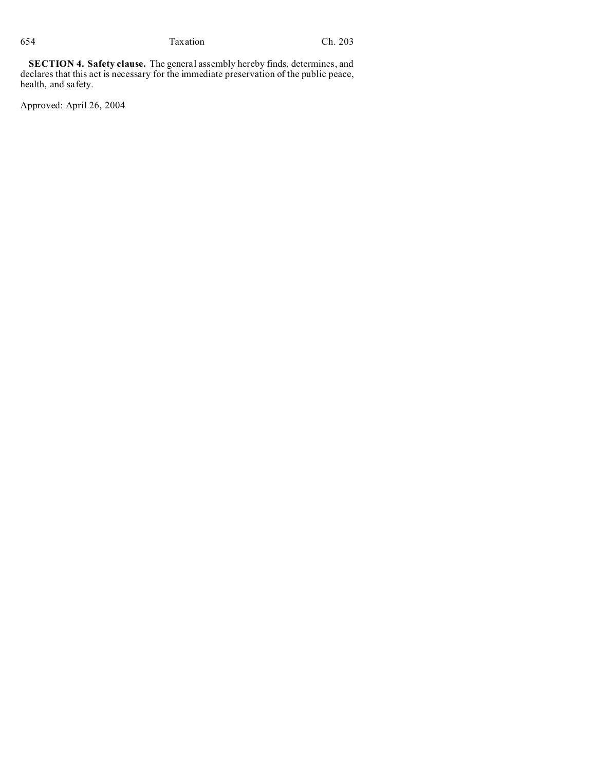**SECTION 4. Safety clause.** The general assembly hereby finds, determines, and declares that this act is necessary for the immediate preservation of the public peace, health, and safety.

Approved: April 26, 2004